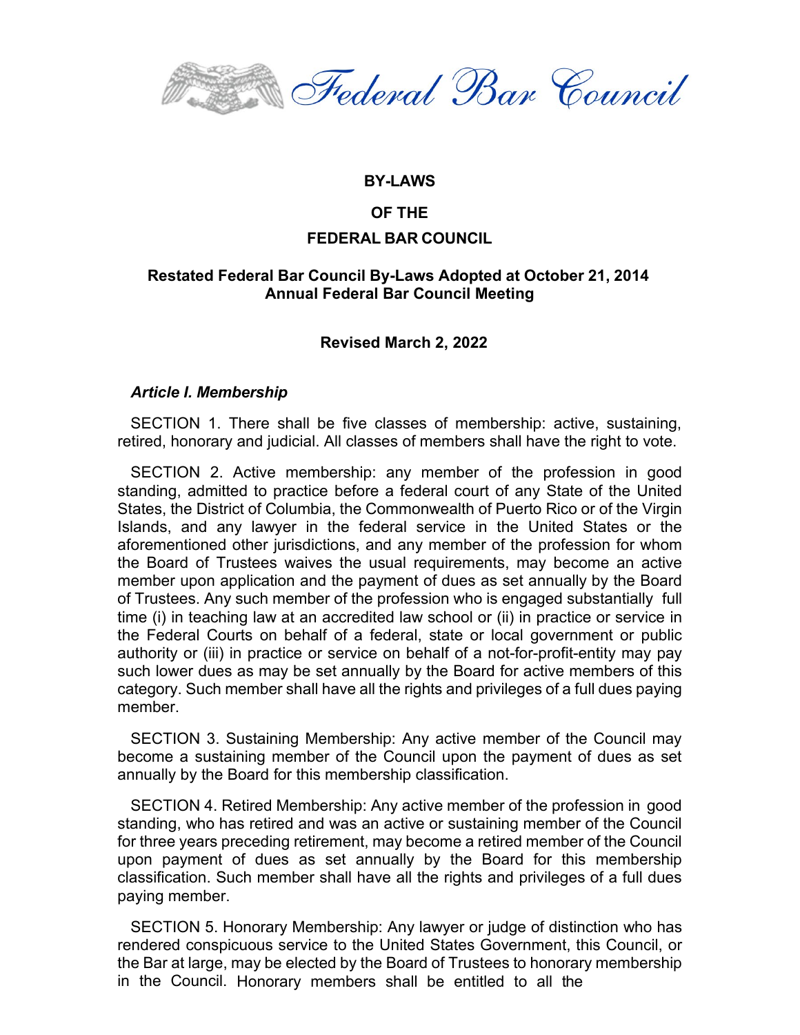Federal Bar Council

# BY-LAWS

# OF THE

# FEDERAL BAR COUNCIL

**Restated Federal Bar Council By-Laws Adopted at October 21, 2014 Annual Federal Bar Council Meeting**

**Revised March 2, 2022**

## *Article I. Membership*

SECTION 1. There shall be five classes of membership: active, sustaining, retired, honorary and judicial. All classes of members shall have the right to vote.

SECTION 2. Active membership: any member of the profession in good standing, admitted to practice before a federal court of any State of the United States, the District of Columbia, the Commonwealth of Puerto Rico or of the Virgin Islands, and any lawyer in the federal service in the United States or the aforementioned other jurisdictions, and any member of the profession for whom the Board of Trustees waives the usual requirements, may become an active member upon application and the payment of dues as set annually by the Board of Trustees. Any such member of the profession who is engaged substantially full time (i) in teaching law at an accredited law school or (ii) in practice or service in the Federal Courts on behalf of a federal, state or local government or public authority or (iii) in practice or service on behalf of a not-for-profit-entity may pay such lower dues as may be set annually by the Board for active members of this category. Such member shall have all the rights and privileges of a full dues paying member.

SECTION 3. Sustaining Membership: Any active member of the Council may become a sustaining member of the Council upon the payment of dues as set annually by the Board for this membership classification.

SECTION 4. Retired Membership: Any active member of the profession in good standing, who has retired and was an active or sustaining member of the Council for three years preceding retirement, may become a retired member of the Council upon payment of dues as set annually by the Board for this membership classification. Such member shall have all the rights and privileges of a full dues paying member.

SECTION 5. Honorary Membership: Any lawyer or judge of distinction who has rendered conspicuous service to the United States Government, this Council, or the Bar at large, may be elected by the Board of Trustees to honorary membership in the Council. Honorary members shall be entitled to all the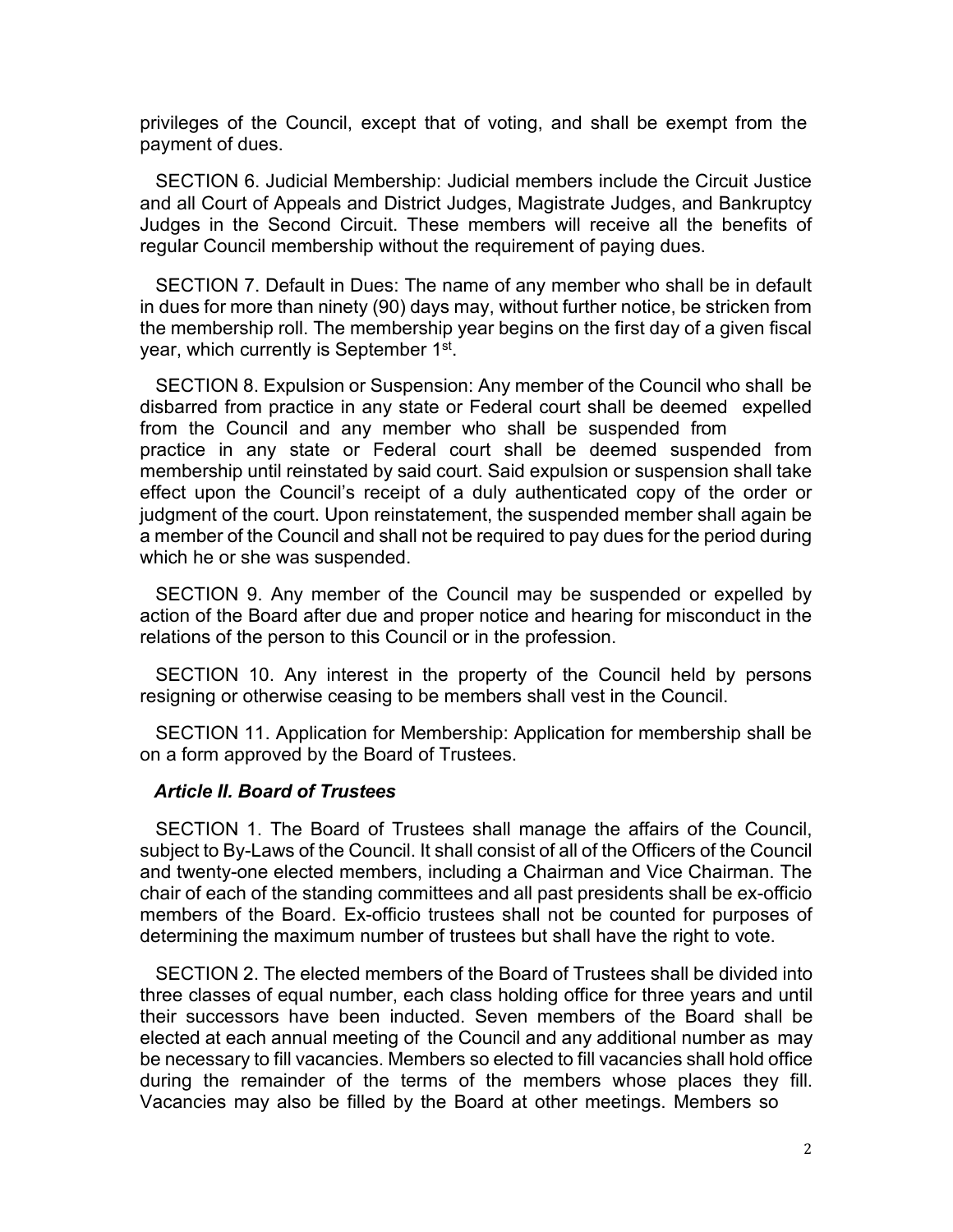privileges of the Council, except that of voting, and shall be exempt from the payment of dues.

SECTION 6. Judicial Membership: Judicial members include the Circuit Justice and all Court of Appeals and District Judges, Magistrate Judges, and Bankruptcy Judges in the Second Circuit. These members will receive all the benefits of regular Council membership without the requirement of paying dues.

SECTION 7. Default in Dues: The name of any member who shall be in default in dues for more than ninety (90) days may, without further notice, be stricken from the membership roll. The membership year begins on the first day of a given fiscal year, which currently is September 1st.

SECTION 8. Expulsion or Suspension: Any member of the Council who shall be disbarred from practice in any state or Federal court shall be deemed expelled from the Council and any member who shall be suspended from practice in any state or Federal court shall be deemed suspended from membership until reinstated by said court. Said expulsion or suspension shall take effect upon the Council's receipt of a duly authenticated copy of the order or judgment of the court. Upon reinstatement, the suspended member shall again be a member of the Council and shall not be required to pay dues for the period during which he or she was suspended.

SECTION 9. Any member of the Council may be suspended or expelled by action of the Board after due and proper notice and hearing for misconduct in the relations of the person to this Council or in the profession.

SECTION 10. Any interest in the property of the Council held by persons resigning or otherwise ceasing to be members shall vest in the Council.

SECTION 11. Application for Membership: Application for membership shall be on a form approved by the Board of Trustees.

### *Article II. Board of Trustees*

SECTION 1. The Board of Trustees shall manage the affairs of the Council, subject to By-Laws of the Council. It shall consist of all of the Officers of the Council and twenty-one elected members, including a Chairman and Vice Chairman. The chair of each of the standing committees and all past presidents shall be ex-officio members of the Board. Ex-officio trustees shall not be counted for purposes of determining the maximum number of trustees but shall have the right to vote.

SECTION 2. The elected members of the Board of Trustees shall be divided into three classes of equal number, each class holding office for three years and until their successors have been inducted. Seven members of the Board shall be elected at each annual meeting of the Council and any additional number as may be necessary to fill vacancies. Members so elected to fill vacancies shall hold office during the remainder of the terms of the members whose places they fill. Vacancies may also be filled by the Board at other meetings. Members so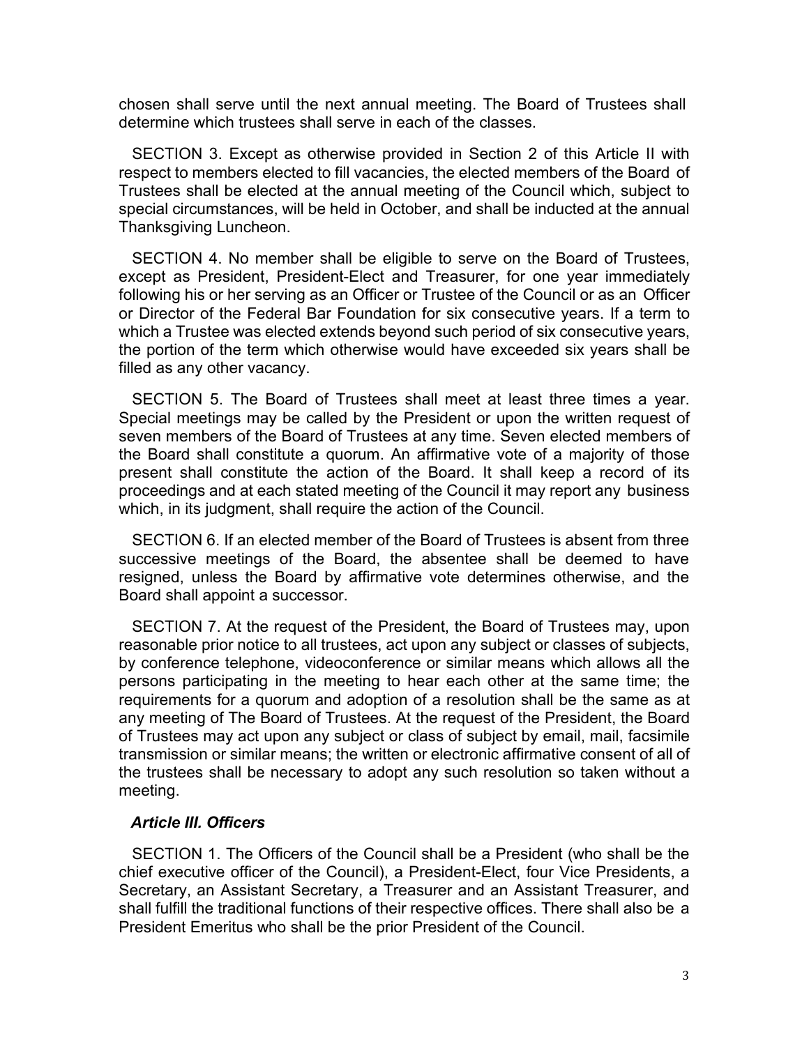chosen shall serve until the next annual meeting. The Board of Trustees shall determine which trustees shall serve in each of the classes.

SECTION 3. Except as otherwise provided in Section 2 of this Article II with respect to members elected to fill vacancies, the elected members of the Board of Trustees shall be elected at the annual meeting of the Council which, subject to special circumstances, will be held in October, and shall be inducted at the annual Thanksgiving Luncheon.

SECTION 4. No member shall be eligible to serve on the Board of Trustees, except as President, President-Elect and Treasurer, for one year immediately following his or her serving as an Officer or Trustee of the Council or as an Officer or Director of the Federal Bar Foundation for six consecutive years. If a term to which a Trustee was elected extends beyond such period of six consecutive years, the portion of the term which otherwise would have exceeded six years shall be filled as any other vacancy.

SECTION 5. The Board of Trustees shall meet at least three times a year. Special meetings may be called by the President or upon the written request of seven members of the Board of Trustees at any time. Seven elected members of the Board shall constitute a quorum. An affirmative vote of a majority of those present shall constitute the action of the Board. It shall keep a record of its proceedings and at each stated meeting of the Council it may report any business which, in its judgment, shall require the action of the Council.

SECTION 6. If an elected member of the Board of Trustees is absent from three successive meetings of the Board, the absentee shall be deemed to have resigned, unless the Board by affirmative vote determines otherwise, and the Board shall appoint a successor.

SECTION 7. At the request of the President, the Board of Trustees may, upon reasonable prior notice to all trustees, act upon any subject or classes of subjects, by conference telephone, videoconference or similar means which allows all the persons participating in the meeting to hear each other at the same time; the requirements for a quorum and adoption of a resolution shall be the same as at any meeting of The Board of Trustees. At the request of the President, the Board of Trustees may act upon any subject or class of subject by email, mail, facsimile transmission or similar means; the written or electronic affirmative consent of all of the trustees shall be necessary to adopt any such resolution so taken without a meeting.

### *Article III. Officers*

SECTION 1. The Officers of the Council shall be a President (who shall be the chief executive officer of the Council), a President-Elect, four Vice Presidents, a Secretary, an Assistant Secretary, a Treasurer and an Assistant Treasurer, and shall fulfill the traditional functions of their respective offices. There shall also be a President Emeritus who shall be the prior President of the Council.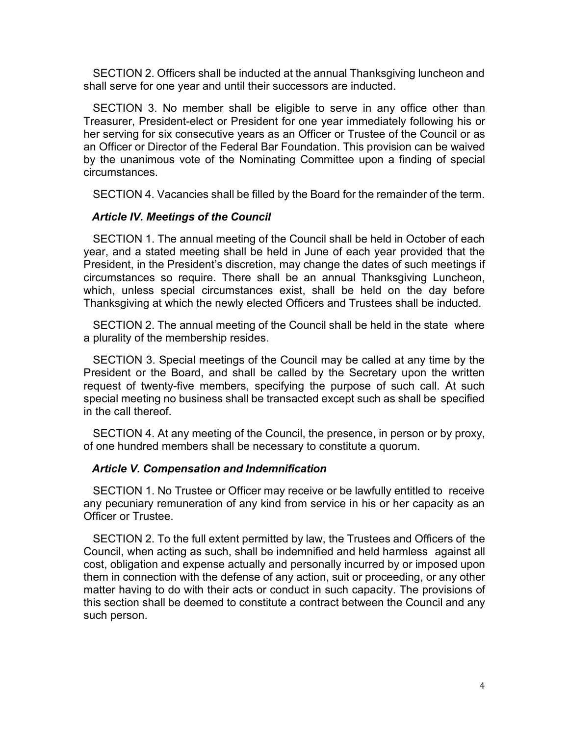SECTION 2. Officers shall be inducted at the annual Thanksgiving luncheon and shall serve for one year and until their successors are inducted.

SECTION 3. No member shall be eligible to serve in any office other than Treasurer, President-elect or President for one year immediately following his or her serving for six consecutive years as an Officer or Trustee of the Council or as an Officer or Director of the Federal Bar Foundation. This provision can be waived by the unanimous vote of the Nominating Committee upon a finding of special circumstances.

SECTION 4. Vacancies shall be filled by the Board for the remainder of the term.

### *Article IV. Meetings of the Council*

SECTION 1. The annual meeting of the Council shall be held in October of each year, and a stated meeting shall be held in June of each year provided that the President, in the President's discretion, may change the dates of such meetings if circumstances so require. There shall be an annual Thanksgiving Luncheon, which, unless special circumstances exist, shall be held on the day before Thanksgiving at which the newly elected Officers and Trustees shall be inducted.

SECTION 2. The annual meeting of the Council shall be held in the state where a plurality of the membership resides.

SECTION 3. Special meetings of the Council may be called at any time by the President or the Board, and shall be called by the Secretary upon the written request of twenty-five members, specifying the purpose of such call. At such special meeting no business shall be transacted except such as shall be specified in the call thereof.

SECTION 4. At any meeting of the Council, the presence, in person or by proxy, of one hundred members shall be necessary to constitute a quorum.

### *Article V. Compensation and Indemnification*

SECTION 1. No Trustee or Officer may receive or be lawfully entitled to receive any pecuniary remuneration of any kind from service in his or her capacity as an Officer or Trustee.

SECTION 2. To the full extent permitted by law, the Trustees and Officers of the Council, when acting as such, shall be indemnified and held harmless against all cost, obligation and expense actually and personally incurred by or imposed upon them in connection with the defense of any action, suit or proceeding, or any other matter having to do with their acts or conduct in such capacity. The provisions of this section shall be deemed to constitute a contract between the Council and any such person.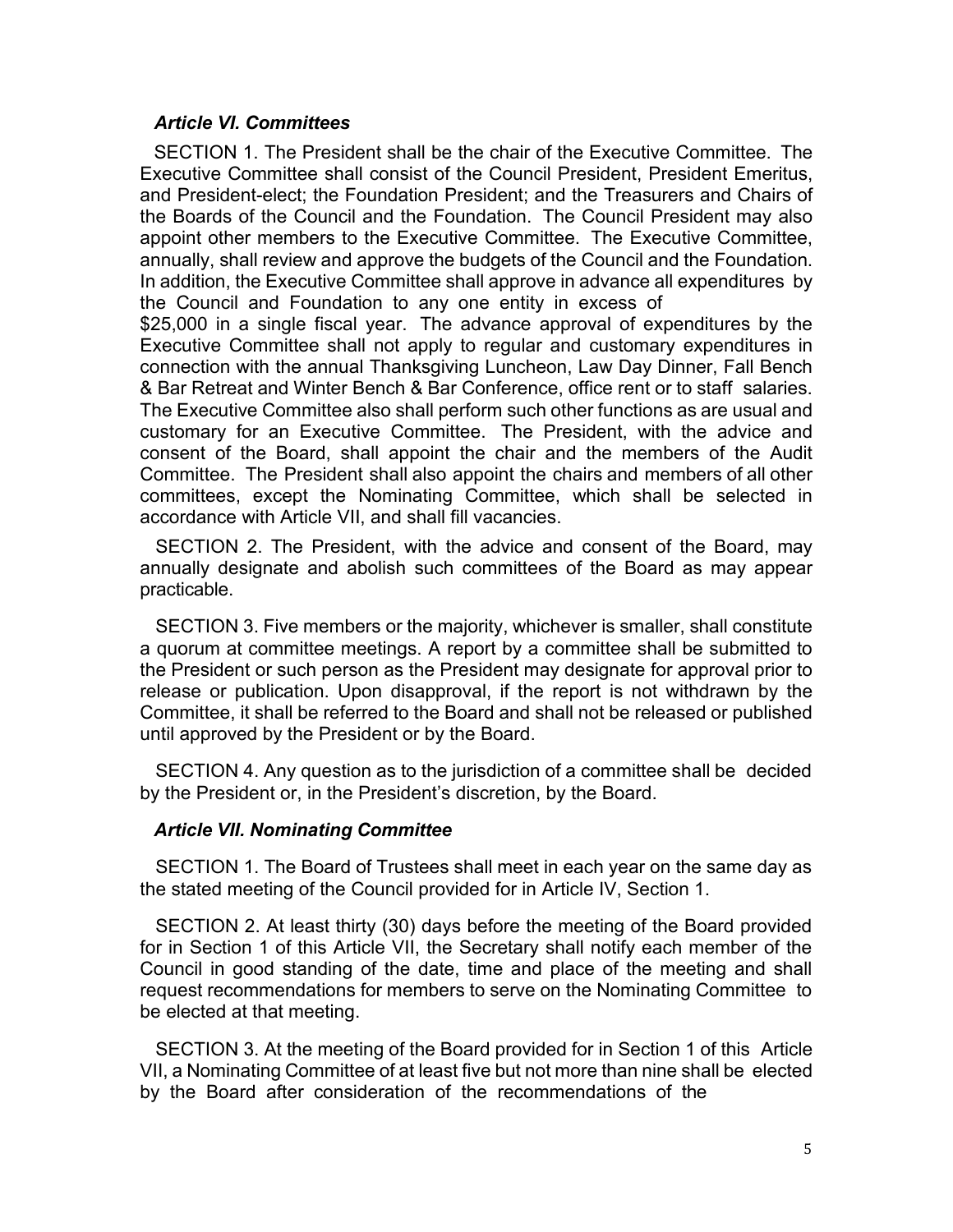### *Article VI. Committees*

SECTION 1. The President shall be the chair of the Executive Committee. The Executive Committee shall consist of the Council President, President Emeritus, and President-elect; the Foundation President; and the Treasurers and Chairs of the Boards of the Council and the Foundation. The Council President may also appoint other members to the Executive Committee. The Executive Committee, annually, shall review and approve the budgets of the Council and the Foundation. In addition, the Executive Committee shall approve in advance all expenditures by the Council and Foundation to any one entity in excess of $25,000 in a single fiscal year. The advance approval of expenditures by the Executive Committee shall not apply to regular and customary expenditures in connection with the annual Thanksgiving Luncheon, Law Day Dinner, Fall Bench & Bar Retreat and Winter Bench & Bar Conference, office rent or to staff salaries. The Executive Committee also shall perform such other functions as are usual and customary for an Executive Committee. The President, with the advice and consent of the Board, shall appoint the chair and the members of the Audit Committee. The President shall also appoint the chairs and members of all other committees, except the Nominating Committee, which shall be selected in accordance with Article VII, and shall fill vacancies.

SECTION 2. The President, with the advice and consent of the Board, may annually designate and abolish such committees of the Board as may appear practicable.

SECTION 3. Five members or the majority, whichever is smaller, shall constitute a quorum at committee meetings. A report by a committee shall be submitted to the President or such person as the President may designate for approval prior to release or publication. Upon disapproval, if the report is not withdrawn by the Committee, it shall be referred to the Board and shall not be released or published until approved by the President or by the Board.

SECTION 4. Any question as to the jurisdiction of a committee shall be decided by the President or, in the President's discretion, by the Board.

### *Article VII. Nominating Committee*

SECTION 1. The Board of Trustees shall meet in each year on the same day as the stated meeting of the Council provided for in Article IV, Section 1.

SECTION 2. At least thirty (30) days before the meeting of the Board provided for in Section 1 of this Article VII, the Secretary shall notify each member of the Council in good standing of the date, time and place of the meeting and shall request recommendations for members to serve on the Nominating Committee to be elected at that meeting.

SECTION 3. At the meeting of the Board provided for in Section 1 of this Article VII, a Nominating Committee of at least five but not more than nine shall be elected by the Board after consideration of the recommendations of the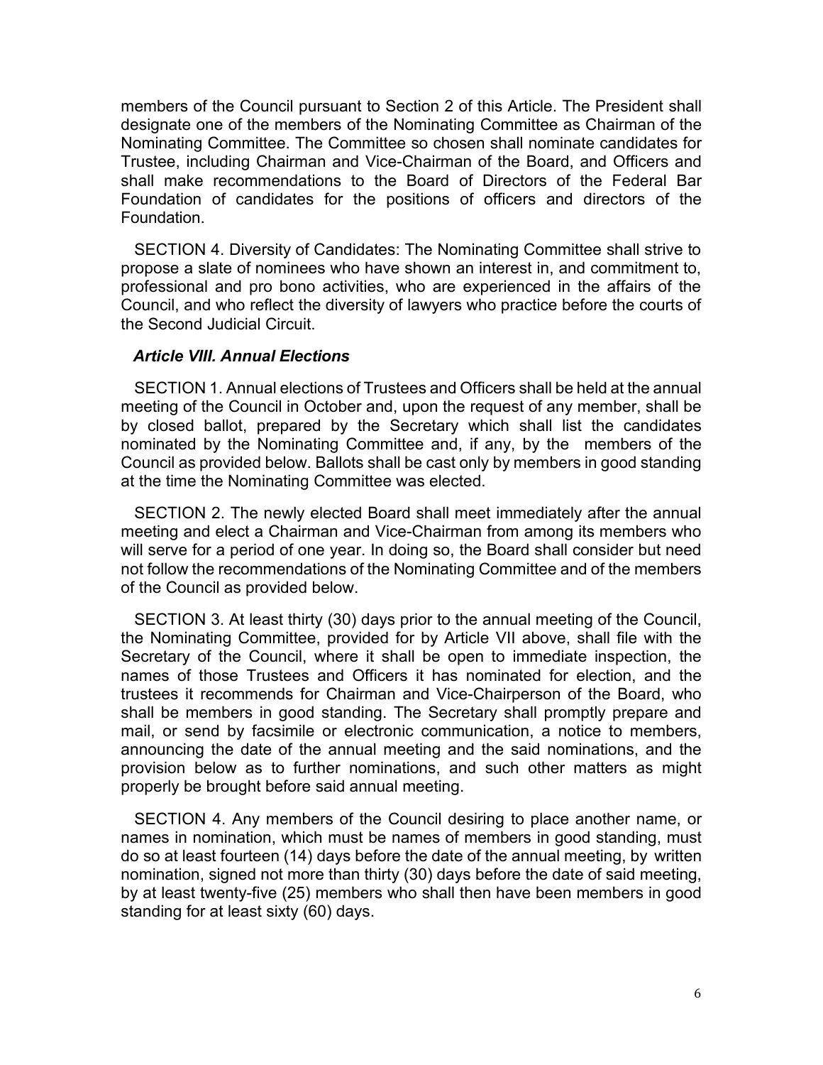members of the Council pursuant to Section 2 of this Article. The President shall designate one of the members of the Nominating Committee as Chairman of the Nominating Committee. The Committee so chosen shall nominate candidates for Trustee, including Chairman and Vice-Chairman of the Board, and Officers and shall make recommendations to the Board of Directors of the Federal Bar Foundation of candidates for the positions of officers and directors of the Foundation.

SECTION 4. Diversity of Candidates: The Nominating Committee shall strive to propose a slate of nominees who have shown an interest in, and commitment to, professional and pro bono activities, who are experienced in the affairs of the Council, and who reflect the diversity of lawyers who practice before the courts of the Second Judicial Circuit.

### *Article VIII. Annual Elections*

SECTION 1. Annual elections of Trustees and Officers shall be held at the annual meeting of the Council in October and, upon the request of any member, shall be by closed ballot, prepared by the Secretary which shall list the candidates nominated by the Nominating Committee and, if any, by the members of the Council as provided below. Ballots shall be cast only by members in good standing at the time the Nominating Committee was elected.

SECTION 2. The newly elected Board shall meet immediately after the annual meeting and elect a Chairman and Vice-Chairman from among its members who will serve for a period of one year. In doing so, the Board shall consider but need not follow the recommendations of the Nominating Committee and of the members of the Council as provided below.

SECTION 3. At least thirty (30) days prior to the annual meeting of the Council, the Nominating Committee, provided for by Article VII above, shall file with the Secretary of the Council, where it shall be open to immediate inspection, the names of those Trustees and Officers it has nominated for election, and the trustees it recommends for Chairman and Vice-Chairperson of the Board, who shall be members in good standing. The Secretary shall promptly prepare and mail, or send by facsimile or electronic communication, a notice to members, announcing the date of the annual meeting and the said nominations, and the provision below as to further nominations, and such other matters as might properly be brought before said annual meeting.

SECTION 4. Any members of the Council desiring to place another name, or names in nomination, which must be names of members in good standing, must do so at least fourteen (14) days before the date of the annual meeting, by written nomination, signed not more than thirty (30) days before the date of said meeting, by at least twenty-five (25) members who shall then have been members in good standing for at least sixty (60) days.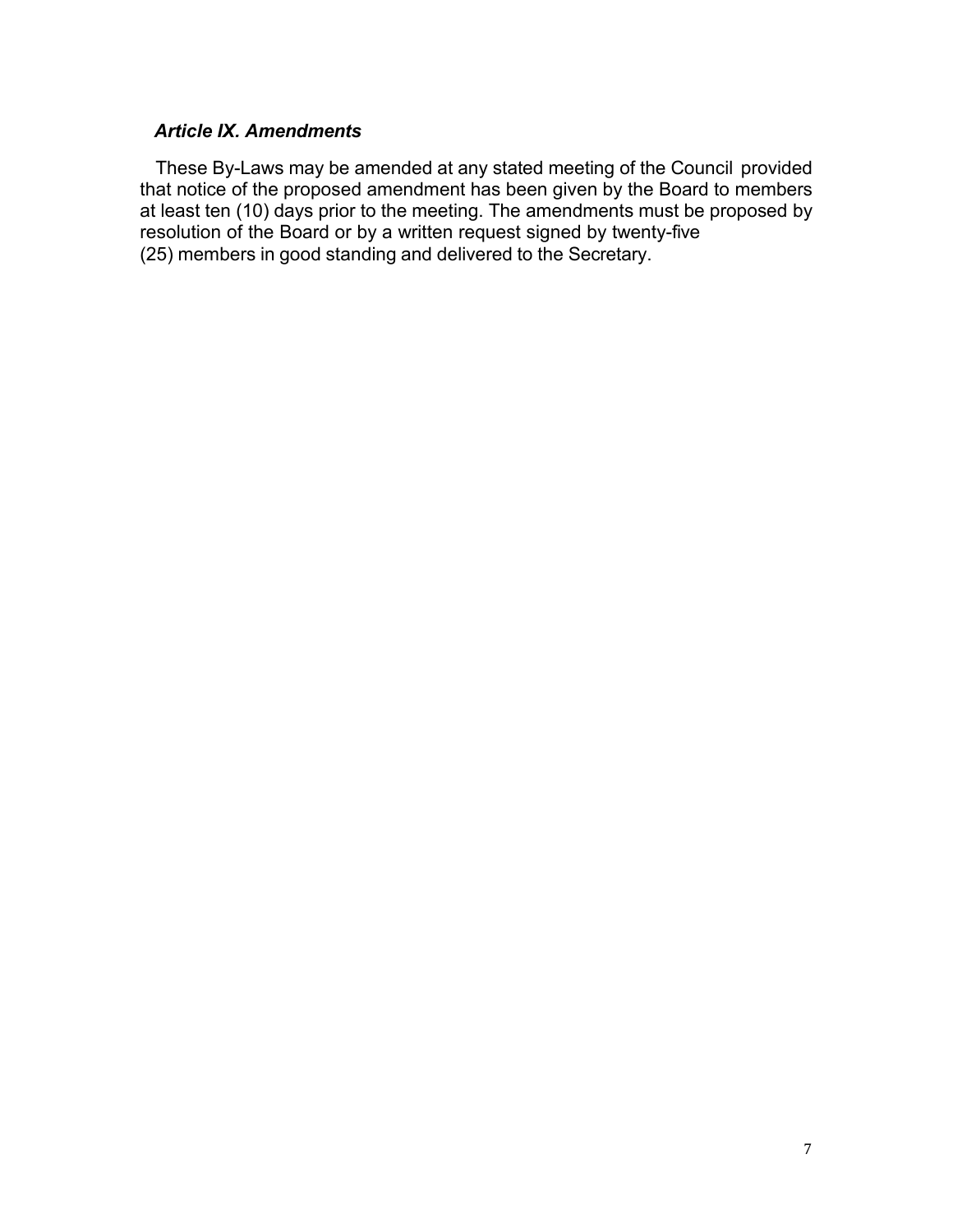### *Article IX. Amendments*

These By-Laws may be amended at any stated meeting of the Council provided that notice of the proposed amendment has been given by the Board to members at least ten (10) days prior to the meeting. The amendments must be proposed by resolution of the Board or by a written request signed by twenty-five (25) members in good standing and delivered to the Secretary.